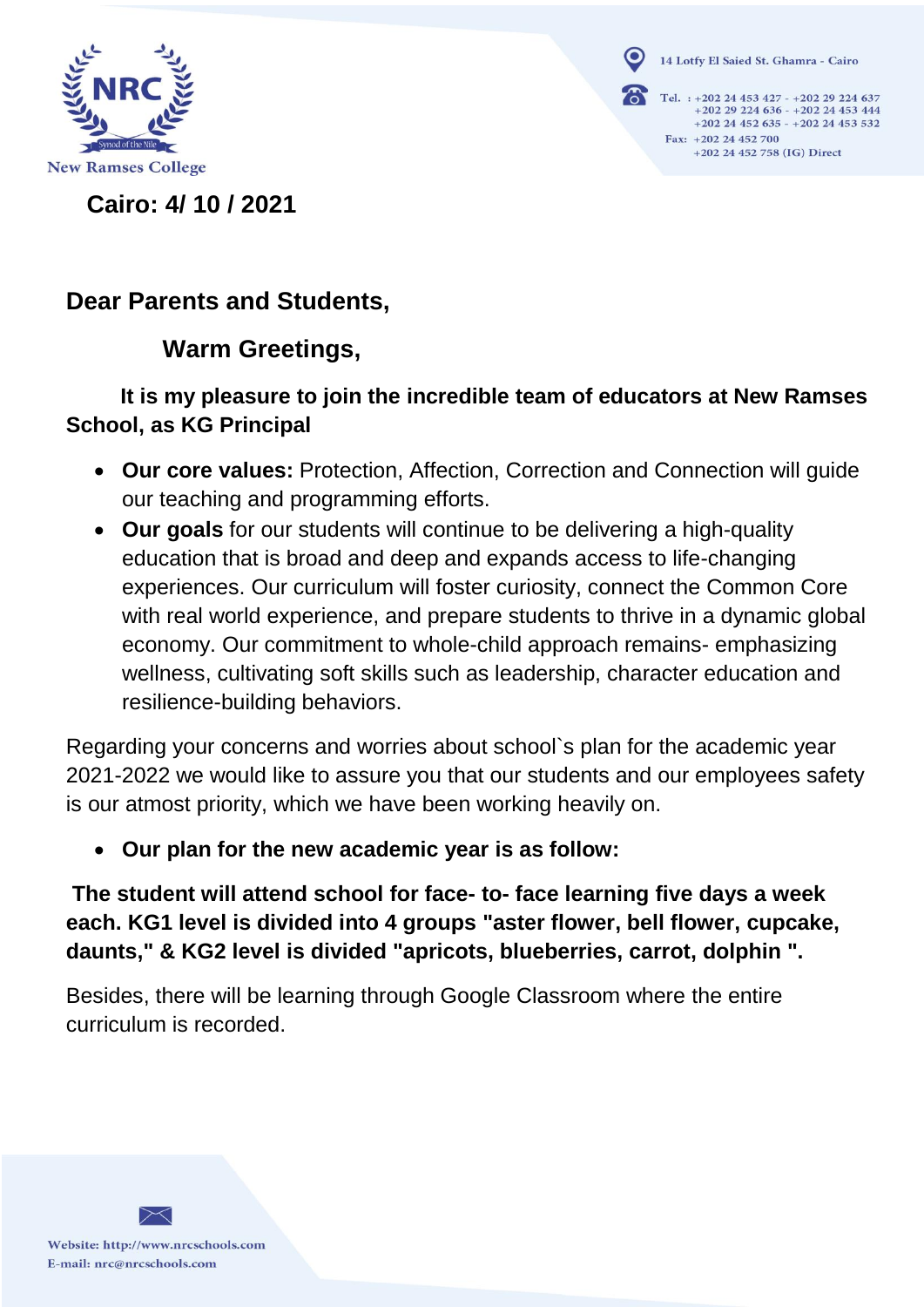**New Ramses College**

14 Lotfy El Saied St. Ghamra - Cairo

Tel. : +202 24 453 427 - +202 29 224 637
+202 29 224 636 - +202 24 453 444
+202 24 452 635 - +202 24 453 532
Fax: +202 24 452 700
+202 24 452 758 (IG) Direct

**Cairo: 4/ 10 / 2021**

**Dear Parents and Students,**

**Warm Greetings,**

**It is my pleasure to join the incredible team of educators at New Ramses School, as KG Principal**

- **Our core values:** Protection, Affection, Correction and Connection will guide our teaching and programming efforts.
- **Our goals** for our students will continue to be delivering a high-quality education that is broad and deep and expands access to life-changing experiences. Our curriculum will foster curiosity, connect the Common Core with real world experience, and prepare students to thrive in a dynamic global economy. Our commitment to whole-child approach remains- emphasizing wellness, cultivating soft skills such as leadership, character education and resilience-building behaviors.

Regarding your concerns and worries about school`s plan for the academic year 2021-2022 we would like to assure you that our students and our employees safety is our atmost priority, which we have been working heavily on.

- **Our plan for the new academic year is as follow:**

**The student will attend school for face- to- face learning five days a week each. KG1 level is divided into 4 groups "aster flower, bell flower, cupcake, daunts," & KG2 level is divided "apricots, blueberries, carrot, dolphin ".**

Besides, there will be learning through Google Classroom where the entire curriculum is recorded.

Website: http://www.nrcschools.com
E-mail: nrc@nrcschools.com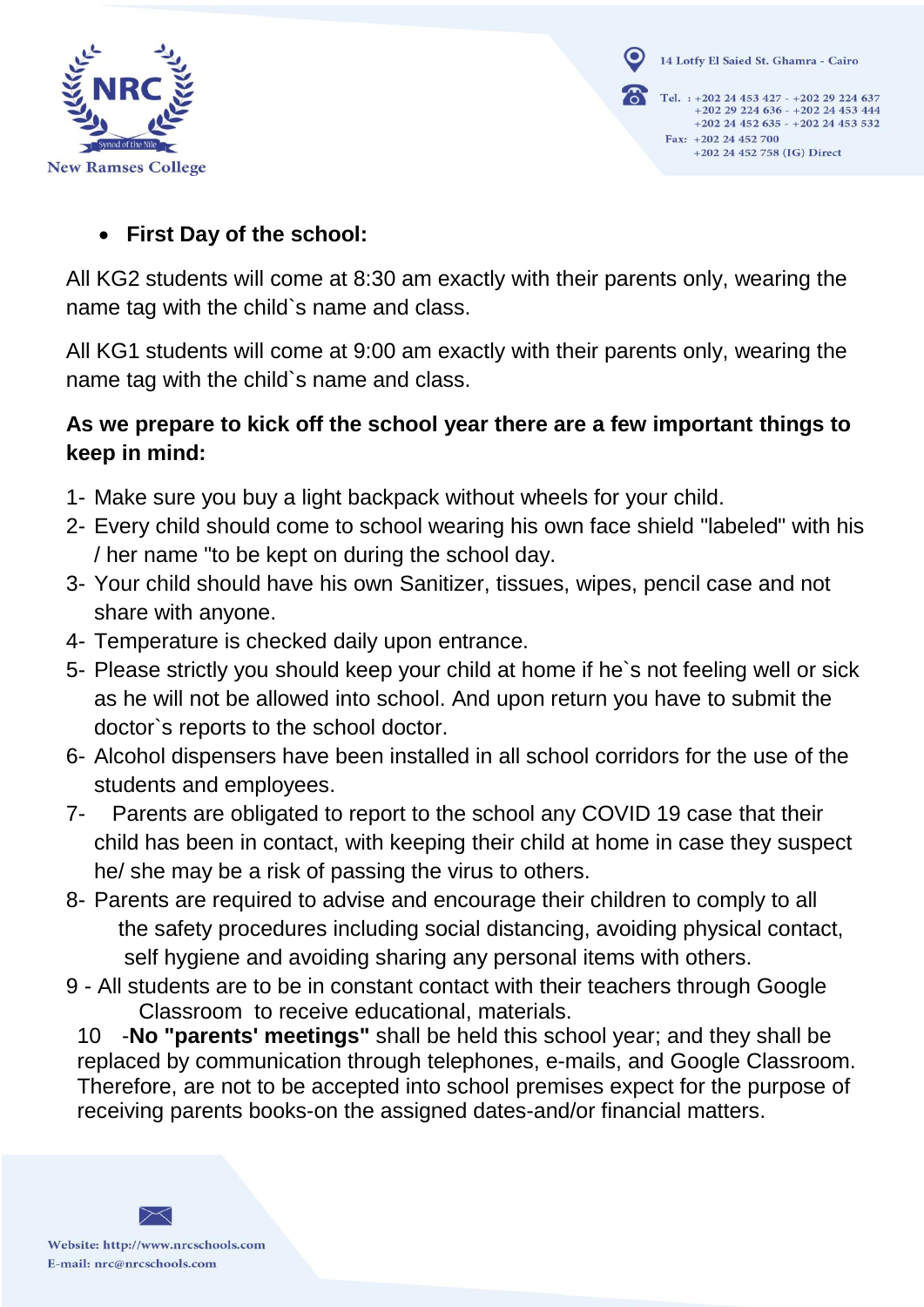- **First Day of the school:**

All KG2 students will come at 8:30 am exactly with their parents only, wearing the name tag with the child`s name and class.

All KG1 students will come at 9:00 am exactly with their parents only, wearing the name tag with the child`s name and class.

**As we prepare to kick off the school year there are a few important things to keep in mind:**

1- Make sure you buy a light backpack without wheels for your child.
2- Every child should come to school wearing his own face shield "labeled" with his / her name "to be kept on during the school day.
3- Your child should have his own Sanitizer, tissues, wipes, pencil case and not share with anyone.
4- Temperature is checked daily upon entrance.
5- Please strictly you should keep your child at home if he`s not feeling well or sick as he will not be allowed into school. And upon return you have to submit the doctor`s reports to the school doctor.
6- Alcohol dispensers have been installed in all school corridors for the use of the students and employees.
7- Parents are obligated to report to the school any COVID 19 case that their child has been in contact, with keeping their child at home in case they suspect he/ she may be a risk of passing the virus to others.
8- Parents are required to advise and encourage their children to comply to all the safety procedures including social distancing, avoiding physical contact, self hygiene and avoiding sharing any personal items with others.
9 - All students are to be in constant contact with their teachers through Google Classroom to receive educational, materials.
10 -**No "parents' meetings"** shall be held this school year; and they shall be replaced by communication through telephones, e-mails, and Google Classroom. Therefore, are not to be accepted into school premises expect for the purpose of receiving parents books-on the assigned dates-and/or financial matters.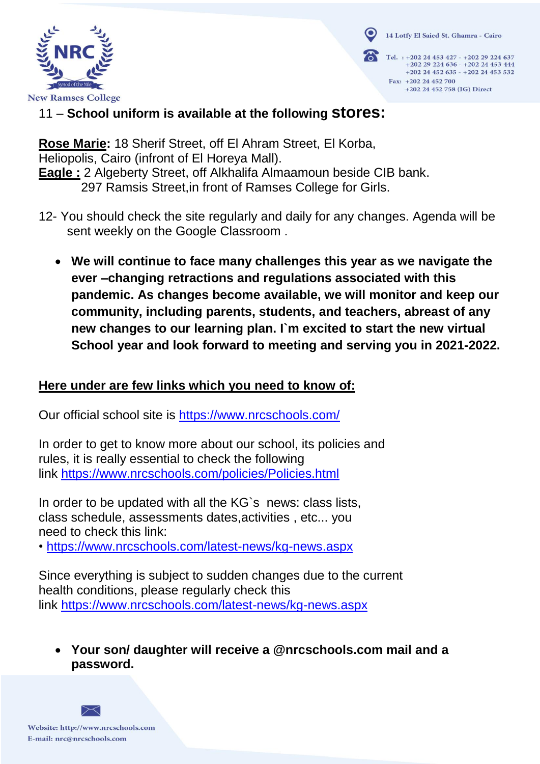11 – **School uniform is available at the following stores:**

**Rose Marie:** 18 Sherif Street, off El Ahram Street, El Korba, Heliopolis, Cairo (infront of El Horeya Mall).
**Eagle :** 2 Algeberty Street, off Alkhalifa Almaamoun beside CIB bank.
297 Ramsis Street,in front of Ramses College for Girls.

12- You should check the site regularly and daily for any changes. Agenda will be sent weekly on the Google Classroom .

- **We will continue to face many challenges this year as we navigate the ever –changing retractions and regulations associated with this pandemic. As changes become available, we will monitor and keep our community, including parents, students, and teachers, abreast of any new changes to our learning plan. I`m excited to start the new virtual School year and look forward to meeting and serving you in 2021-2022.**

**Here under are few links which you need to know of:**

Our official school site is https://www.nrcschools.com/

In order to get to know more about our school, its policies and rules, it is really essential to check the following link https://www.nrcschools.com/policies/Policies.html

In order to be updated with all the KG`s news: class lists, class schedule, assessments dates,activities , etc... you need to check this link:
• https://www.nrcschools.com/latest-news/kg-news.aspx

Since everything is subject to sudden changes due to the current health conditions, please regularly check this link https://www.nrcschools.com/latest-news/kg-news.aspx

- **Your son/ daughter will receive a @nrcschools.com mail and a password.**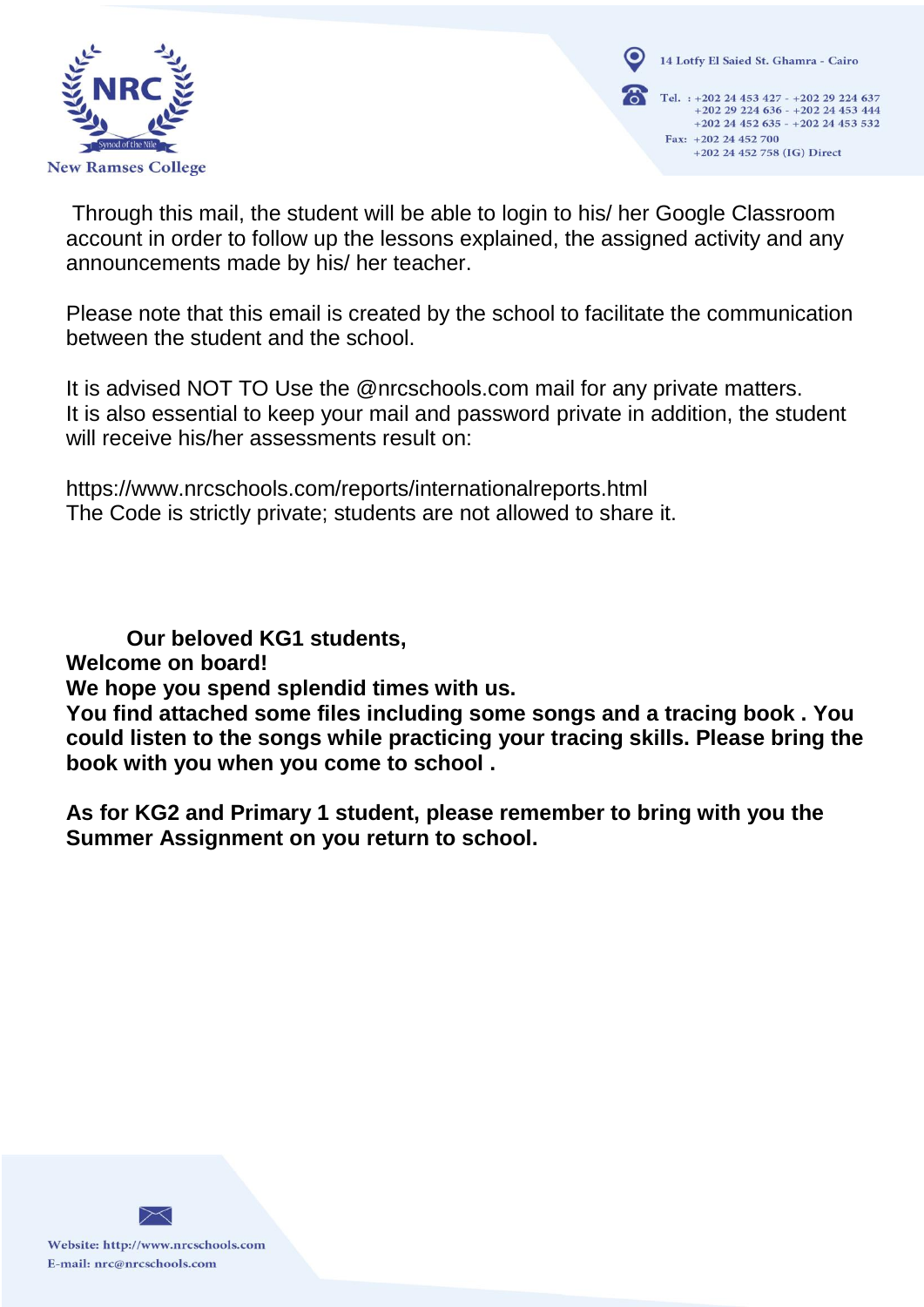Through this mail, the student will be able to login to his/ her Google Classroom account in order to follow up the lessons explained, the assigned activity and any announcements made by his/ her teacher.

Please note that this email is created by the school to facilitate the communication between the student and the school.

It is advised NOT TO Use the @nrcschools.com mail for any private matters.
It is also essential to keep your mail and password private in addition, the student will receive his/her assessments result on:

https://www.nrcschools.com/reports/internationalreports.html
The Code is strictly private; students are not allowed to share it.

**Our beloved KG1 students,**
**Welcome on board!**
**We hope you spend splendid times with us.**
**You find attached some files including some songs and a tracing book . You could listen to the songs while practicing your tracing skills. Please bring the book with you when you come to school .**

**As for KG2 and Primary 1 student, please remember to bring with you the Summer Assignment on you return to school.**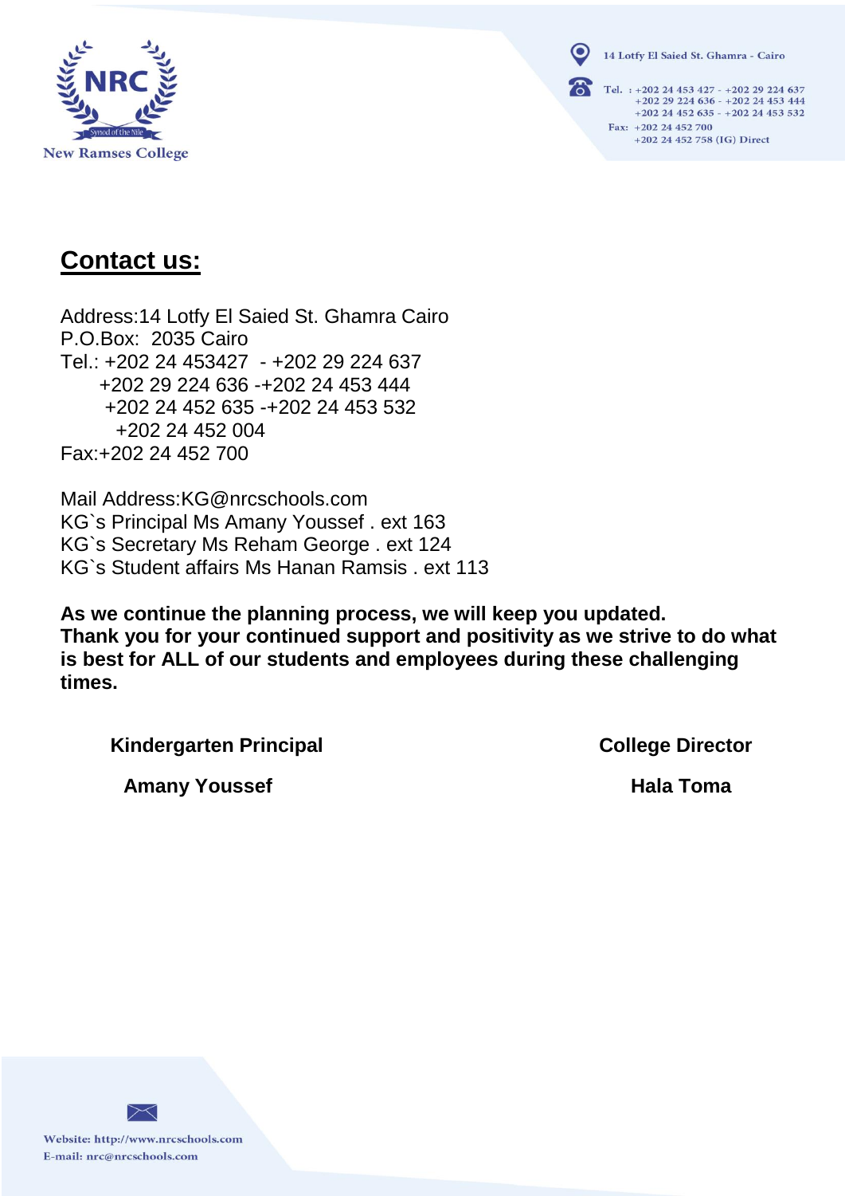## Contact us:

Address:14 Lotfy El Saied St. Ghamra Cairo
P.O.Box: 2035 Cairo
Tel.: +202 24 453427 - +202 29 224 637
+202 29 224 636 -+202 24 453 444
+202 24 452 635 -+202 24 453 532
+202 24 452 004
Fax:+202 24 452 700

Mail Address:KG@nrcschools.com
KG`s Principal Ms Amany Youssef . ext 163
KG`s Secretary Ms Reham George . ext 124
KG`s Student affairs Ms Hanan Ramsis . ext 113

**As we continue the planning process, we will keep you updated.**
**Thank you for your continued support and positivity as we strive to do what is best for ALL of our students and employees during these challenging times.**

**Kindergarten Principal**

**Amany Youssef**

**College Director**

**Hala Toma**